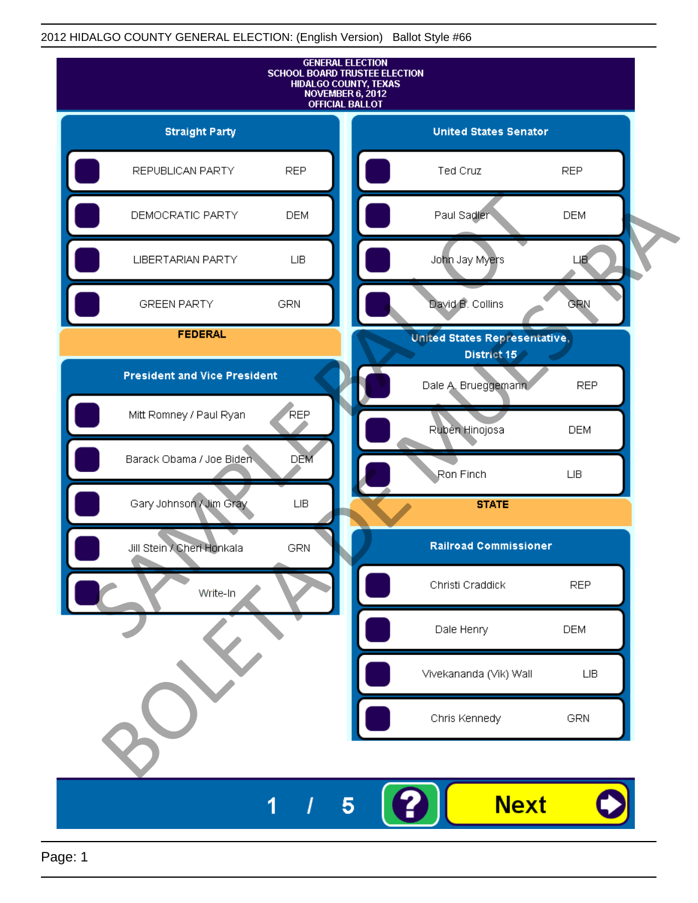2012 HIDALGO COUNTY GENERAL ELECTION: (English Version) Ballot Style #66

GENERAL ELECTION
SCHOOL BOARD TRUSTEE ELECTION
HIDALGO COUNTY, TEXAS
NOVEMBER 6, 2012
OFFICIAL BALLOT

## Straight Party

| Candidate | Party |
|---|---|
| REPUBLICAN PARTY | REP |
| DEMOCRATIC PARTY | DEM |
| LIBERTARIAN PARTY | LIB |
| GREEN PARTY | GRN |

## FEDERAL

### President and Vice President

| Candidate | Party |
|---|---|
| Mitt Romney / Paul Ryan | REP |
| Barack Obama / Joe Biden | DEM |
| Gary Johnson / Jim Gray | LIB |
| Jill Stein / Cheri Honkala | GRN |
| Write-In | |

### United States Senator

| Candidate | Party |
|---|---|
| Ted Cruz | REP |
| Paul Sadler | DEM |
| John Jay Myers | LIB |
| David B. Collins | GRN |

### United States Representative, District 15

| Candidate | Party |
|---|---|
| Dale A. Brueggemann | REP |
| Rubén Hinojosa | DEM |
| Ron Finch | LIB |

## STATE

### Railroad Commissioner

| Candidate | Party |
|---|---|
| Christi Craddick | REP |
| Dale Henry | DEM |
| Vivekananda (Vik) Wall | LIB |
| Chris Kennedy | GRN |

SAMPLE BALLOT
BOLETA DE MUESTRA

1 / 5 ? Next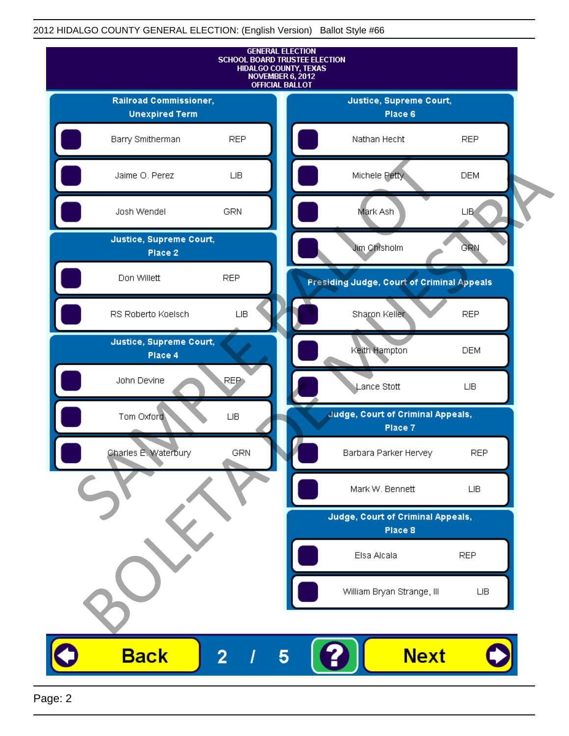2012 HIDALGO COUNTY GENERAL ELECTION: (English Version) Ballot Style #66

GENERAL ELECTION
SCHOOL BOARD TRUSTEE ELECTION
HIDALGO COUNTY, TEXAS
NOVEMBER 6, 2012
OFFICIAL BALLOT

## Railroad Commissioner, Unexpired Term

| Candidate | Party |
|---|---|
| Barry Smitherman | REP |
| Jaime O. Perez | LIB |
| Josh Wendel | GRN |

## Justice, Supreme Court, Place 2

| Candidate | Party |
|---|---|
| Don Willett | REP |
| RS Roberto Koelsch | LIB |

## Justice, Supreme Court, Place 4

| Candidate | Party |
|---|---|
| John Devine | REP |
| Tom Oxford | LIB |
| Charles E. Waterbury | GRN |

## Justice, Supreme Court, Place 6

| Candidate | Party |
|---|---|
| Nathan Hecht | REP |
| Michele Petty | DEM |
| Mark Ash | LIB |
| Jim Chisholm | GRN |

## Presiding Judge, Court of Criminal Appeals

| Candidate | Party |
|---|---|
| Sharon Keller | REP |
| Keith Hampton | DEM |
| Lance Stott | LIB |

## Judge, Court of Criminal Appeals, Place 7

| Candidate | Party |
|---|---|
| Barbara Parker Hervey | REP |
| Mark W. Bennett | LIB |

## Judge, Court of Criminal Appeals, Place 8

| Candidate | Party |
|---|---|
| Elsa Alcala | REP |
| William Bryan Strange, III | LIB |

SAMPLE BALLOT
BOLETA DE MUESTRA

Back 2 / 5 ? Next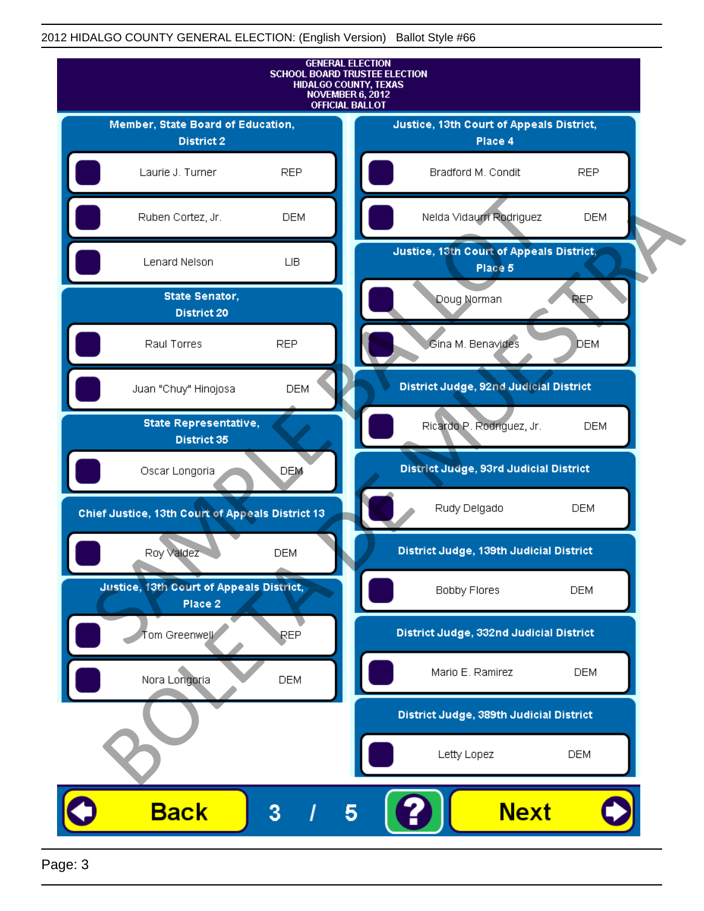2012 HIDALGO COUNTY GENERAL ELECTION: (English Version) Ballot Style #66

GENERAL ELECTION
SCHOOL BOARD TRUSTEE ELECTION
HIDALGO COUNTY, TEXAS
NOVEMBER 6, 2012
OFFICIAL BALLOT

## Member, State Board of Education, District 2

| Candidate | Party |
|---|---|
| Laurie J. Turner | REP |
| Ruben Cortez, Jr. | DEM |
| Lenard Nelson | LIB |

## State Senator, District 20

| Candidate | Party |
|---|---|
| Raul Torres | REP |
| Juan "Chuy" Hinojosa | DEM |

## State Representative, District 35

| Candidate | Party |
|---|---|
| Oscar Longoria | DEM |

## Chief Justice, 13th Court of Appeals District 13

| Candidate | Party |
|---|---|
| Roy Valdez | DEM |

## Justice, 13th Court of Appeals District, Place 2

| Candidate | Party |
|---|---|
| Tom Greenwell | REP |
| Nora Longoria | DEM |

## Justice, 13th Court of Appeals District, Place 4

| Candidate | Party |
|---|---|
| Bradford M. Condit | REP |
| Nelda Vidaurri Rodriguez | DEM |

## Justice, 13th Court of Appeals District, Place 5

| Candidate | Party |
|---|---|
| Doug Norman | REP |
| Gina M. Benavides | DEM |

## District Judge, 92nd Judicial District

| Candidate | Party |
|---|---|
| Ricardo P. Rodriguez, Jr. | DEM |

## District Judge, 93rd Judicial District

| Candidate | Party |
|---|---|
| Rudy Delgado | DEM |

## District Judge, 139th Judicial District

| Candidate | Party |
|---|---|
| Bobby Flores | DEM |

## District Judge, 332nd Judicial District

| Candidate | Party |
|---|---|
| Mario E. Ramirez | DEM |

## District Judge, 389th Judicial District

| Candidate | Party |
|---|---|
| Letty Lopez | DEM |

Back | 3 / 5 | ? | Next

SAMPLE BALLOT BOLETA DE MUESTRA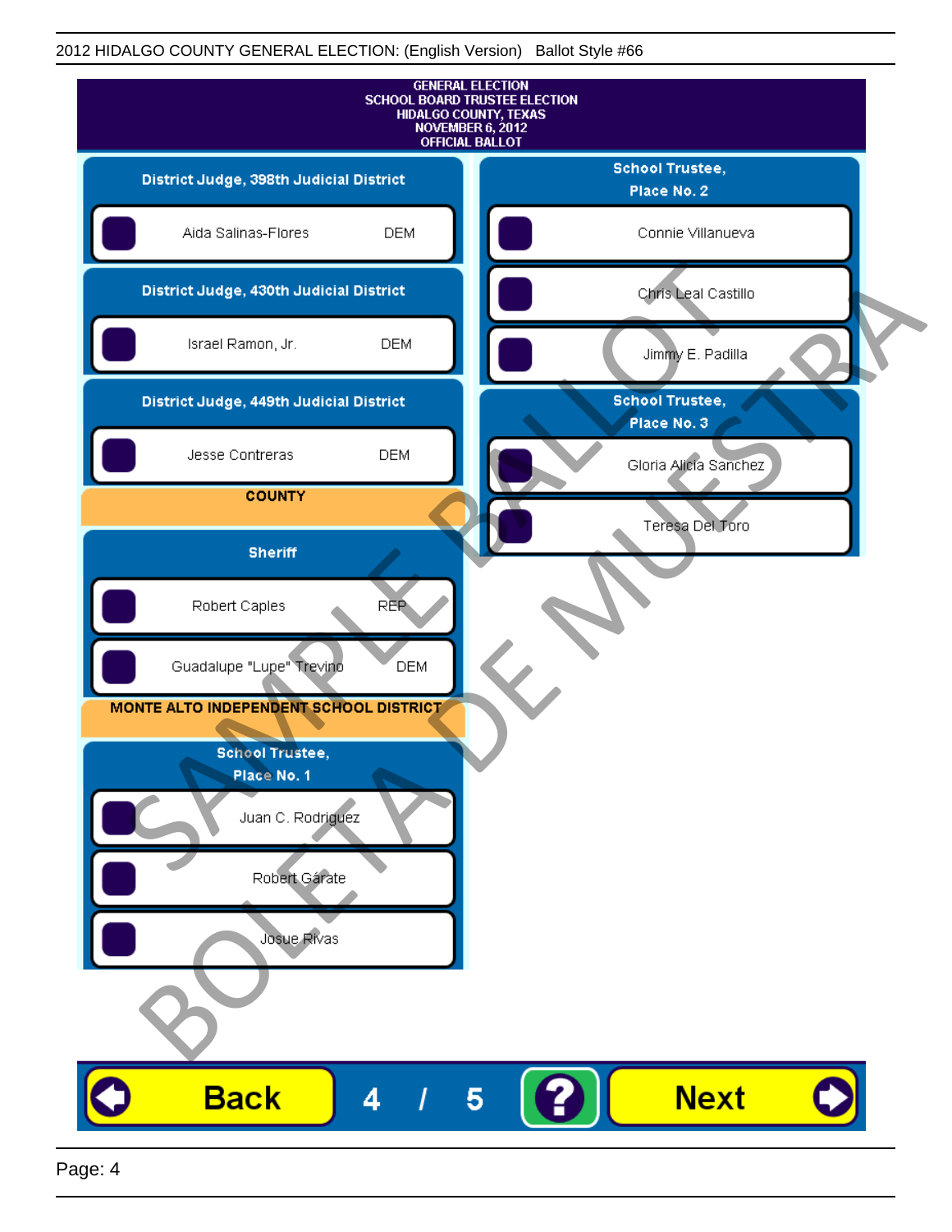2012 HIDALGO COUNTY GENERAL ELECTION: (English Version) Ballot Style #66

GENERAL ELECTION
SCHOOL BOARD TRUSTEE ELECTION
HIDALGO COUNTY, TEXAS
NOVEMBER 6, 2012
OFFICIAL BALLOT

### District Judge, 398th Judicial District

- Aida Salinas-Flores DEM

### District Judge, 430th Judicial District

- Israel Ramon, Jr. DEM

### District Judge, 449th Judicial District

- Jesse Contreras DEM

## COUNTY

### Sheriff

- Robert Caples REP
- Guadalupe "Lupe" Trevino DEM

## MONTE ALTO INDEPENDENT SCHOOL DISTRICT

### School Trustee, Place No. 1

- Juan C. Rodriguez
- Robert Gárate
- Josue Rivas

### School Trustee, Place No. 2

- Connie Villanueva
- Chris Leal Castillo
- Jimmy E. Padilla

### School Trustee, Place No. 3

- Gloria Alicia Sanchez
- Teresa Del Toro

SAMPLE BALLOT
BOLETA DE MUESTRA

Back 4 / 5 ? Next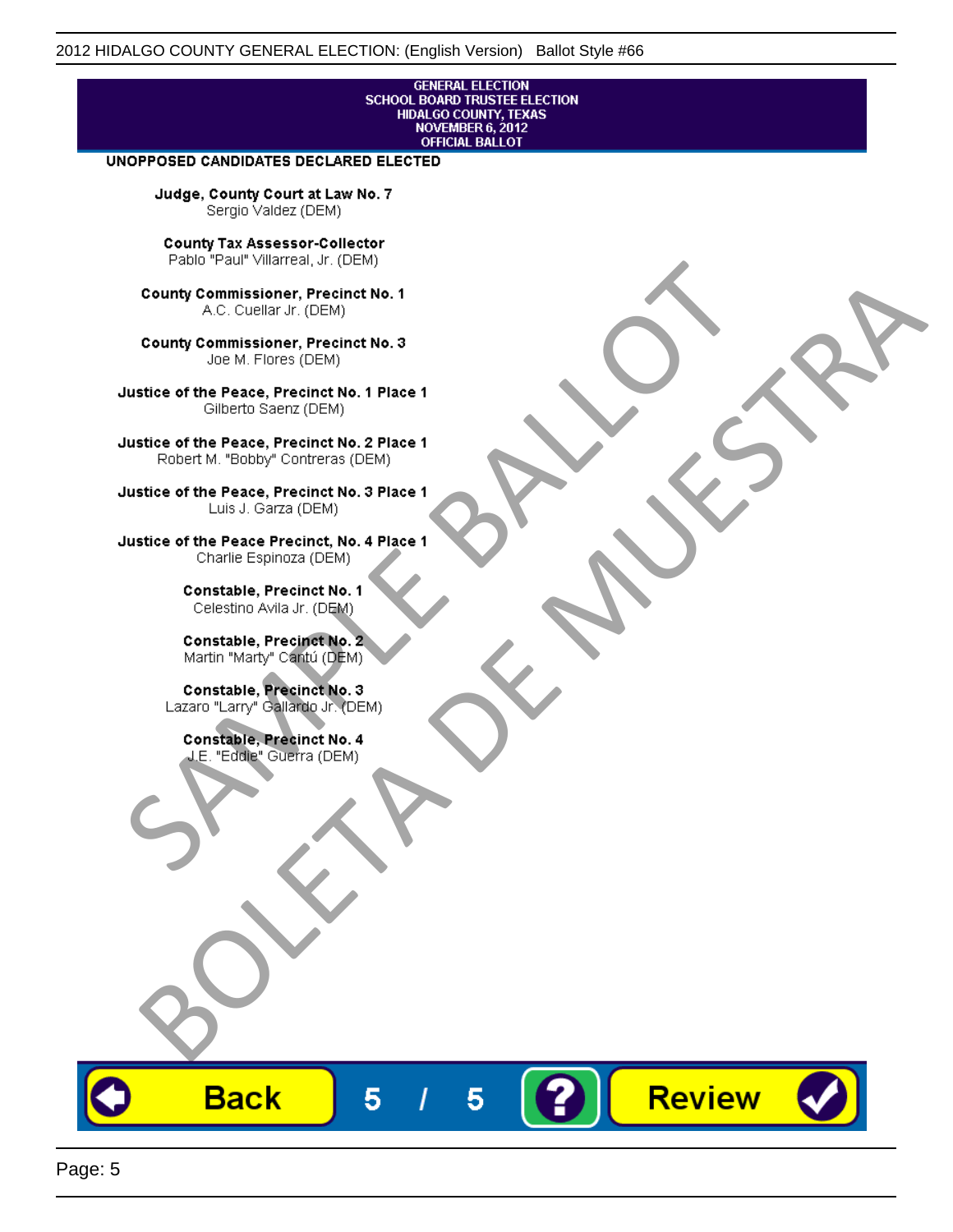GENERAL ELECTION
SCHOOL BOARD TRUSTEE ELECTION
HIDALGO COUNTY, TEXAS
NOVEMBER 6, 2012
OFFICIAL BALLOT

**UNOPPOSED CANDIDATES DECLARED ELECTED**

**Judge, County Court at Law No. 7**
Sergio Valdez (DEM)

**County Tax Assessor-Collector**
Pablo "Paul" Villarreal, Jr. (DEM)

**County Commissioner, Precinct No. 1**
A.C. Cuellar Jr. (DEM)

**County Commissioner, Precinct No. 3**
Joe M. Flores (DEM)

**Justice of the Peace, Precinct No. 1 Place 1**
Gilberto Saenz (DEM)

**Justice of the Peace, Precinct No. 2 Place 1**
Robert M. "Bobby" Contreras (DEM)

**Justice of the Peace, Precinct No. 3 Place 1**
Luis J. Garza (DEM)

**Justice of the Peace Precinct, No. 4 Place 1**
Charlie Espinoza (DEM)

**Constable, Precinct No. 1**
Celestino Avila Jr. (DEM)

**Constable, Precinct No. 2**
Martin "Marty" Cantú (DEM)

**Constable, Precinct No. 3**
Lazaro "Larry" Gallardo Jr. (DEM)

**Constable, Precinct No. 4**
J.E. "Eddie" Guerra (DEM)

SAMPLE BALLOT
BOLETA DE MUESTRA

Back | 5 / 5 | ? | Review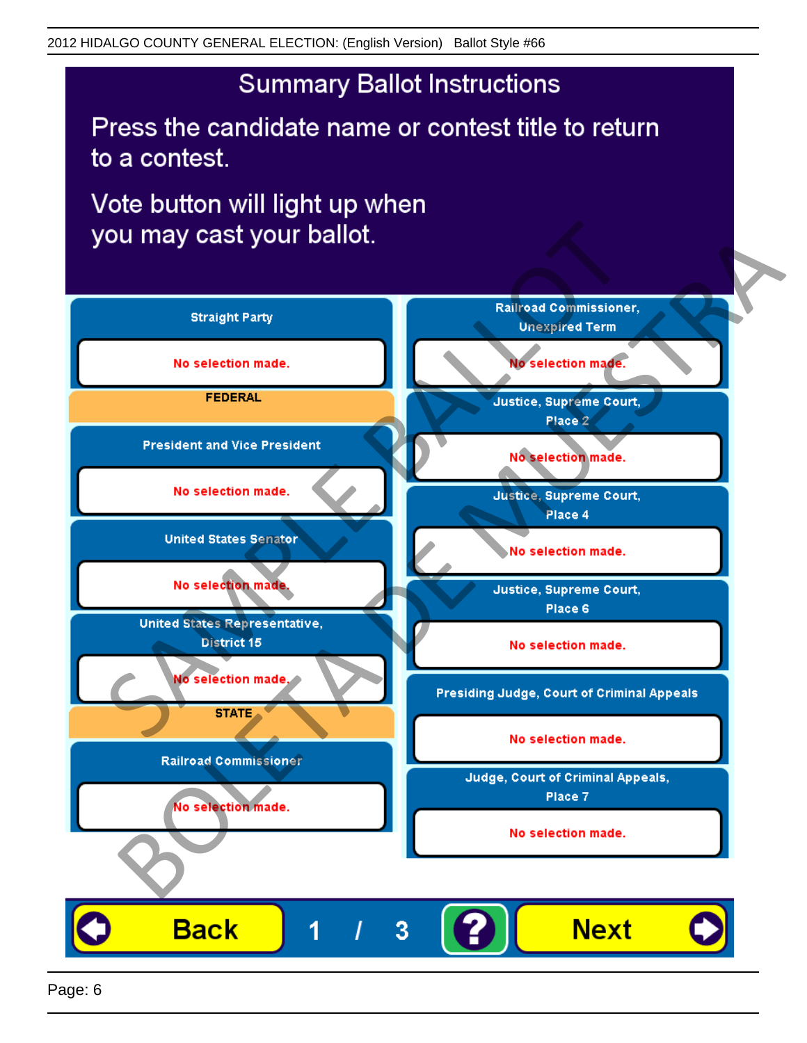# Summary Ballot Instructions

Press the candidate name or contest title to return to a contest.

Vote button will light up when you may cast your ballot.

**Straight Party**

No selection made.

**FEDERAL**

**President and Vice President**

No selection made.

**United States Senator**

No selection made.

**United States Representative, District 15**

No selection made.

**STATE**

**Railroad Commissioner**

No selection made.

**Railroad Commissioner, Unexpired Term**

No selection made.

**Justice, Supreme Court, Place 2**

No selection made.

**Justice, Supreme Court, Place 4**

No selection made.

**Justice, Supreme Court, Place 6**

No selection made.

**Presiding Judge, Court of Criminal Appeals**

No selection made.

**Judge, Court of Criminal Appeals, Place 7**

No selection made.

Back 1 / 3 ? Next

SAMPLE BALLOT BOLETA DE MUESTRA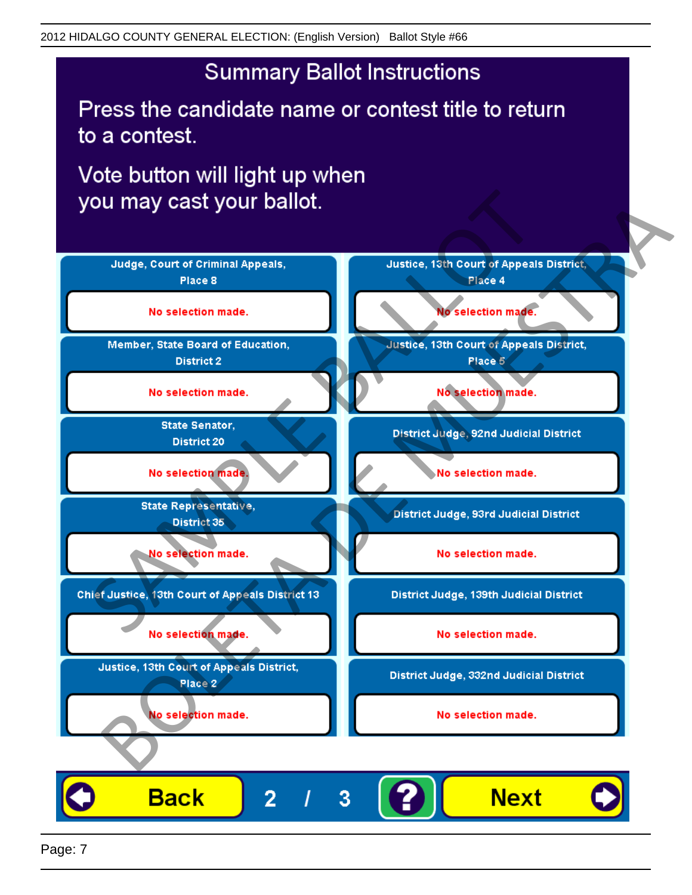# Summary Ballot Instructions

Press the candidate name or contest title to return to a contest.

Vote button will light up when you may cast your ballot.

| Contest | Selection |
|---|---|
| Judge, Court of Criminal Appeals, Place 8 | No selection made. |
| Member, State Board of Education, District 2 | No selection made. |
| State Senator, District 20 | No selection made. |
| State Representative, District 35 | No selection made. |
| Chief Justice, 13th Court of Appeals District 13 | No selection made. |
| Justice, 13th Court of Appeals District, Place 2 | No selection made. |
| Justice, 13th Court of Appeals District, Place 4 | No selection made. |
| Justice, 13th Court of Appeals District, Place 5 | No selection made. |
| District Judge, 92nd Judicial District | No selection made. |
| District Judge, 93rd Judicial District | No selection made. |
| District Judge, 139th Judicial District | No selection made. |
| District Judge, 332nd Judicial District | No selection made. |

Back  2 / 3  ?  Next

SAMPLE BALLOT  BOLETA DE MUESTRA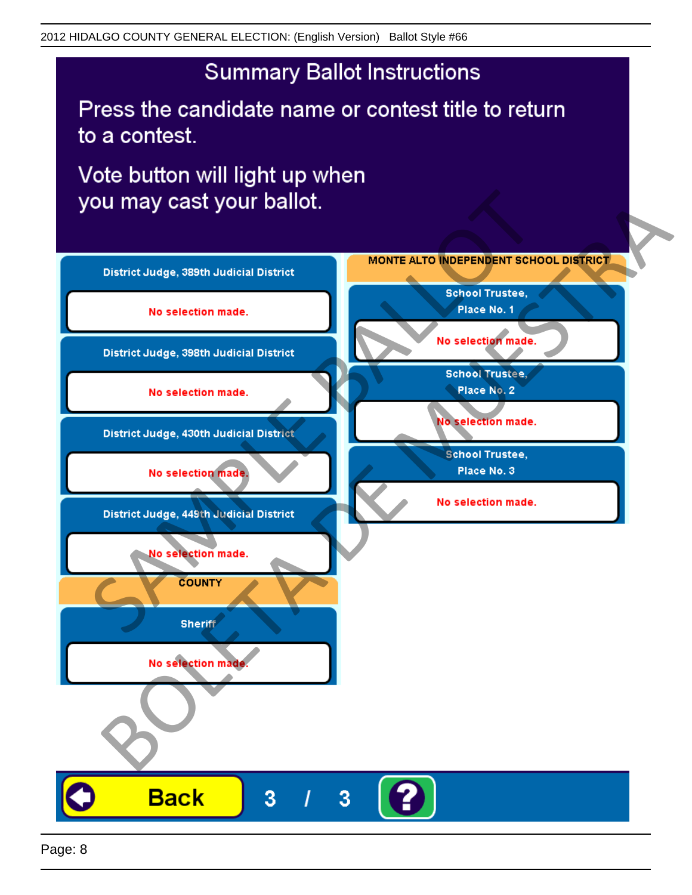2012 HIDALGO COUNTY GENERAL ELECTION: (English Version) Ballot Style #66

# Summary Ballot Instructions

Press the candidate name or contest title to return to a contest.

Vote button will light up when you may cast your ballot.

**District Judge, 389th Judicial District**

No selection made.

**District Judge, 398th Judicial District**

No selection made.

**District Judge, 430th Judicial District**

No selection made.

**District Judge, 449th Judicial District**

No selection made.

**COUNTY**

**Sheriff**

No selection made.

**MONTE ALTO INDEPENDENT SCHOOL DISTRICT**

**School Trustee, Place No. 1**

No selection made.

**School Trustee, Place No. 2**

No selection made.

**School Trustee, Place No. 3**

No selection made.

Back 3 / 3 ?

SAMPLE BALLOT BOLETA DE MUESTRA